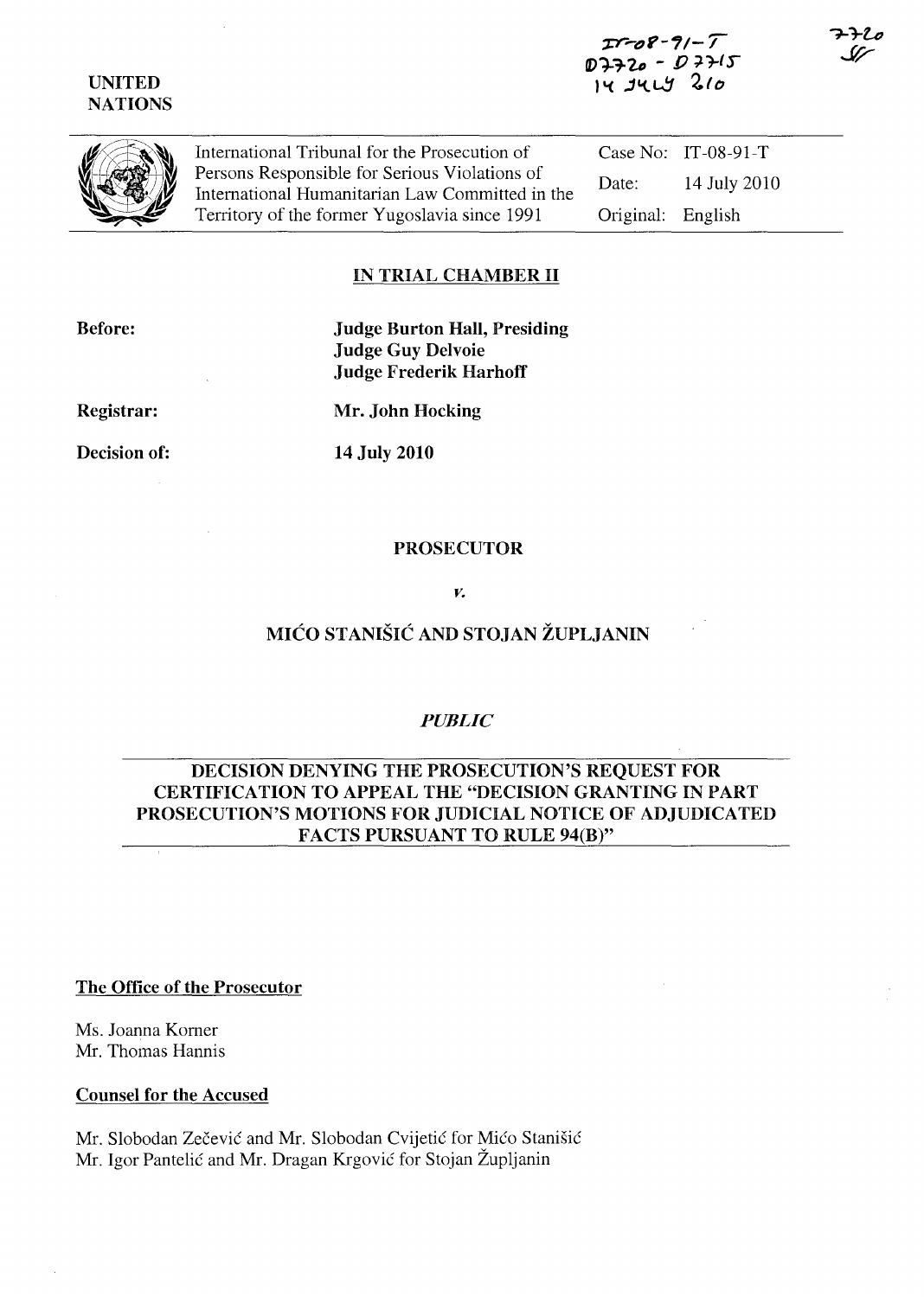IT-08-91-T
D7720 - D7715
14 JULY 2010

7720
SF

UNITED NATIONS

International Tribunal for the Prosecution of Persons Responsible for Serious Violations of International Humanitarian Law Committed in the Territory of the former Yugoslavia since 1991

| | |
|---|---|
| Case No: | IT-08-91-T |
| Date: | 14 July 2010 |
| Original: | English |

**IN TRIAL CHAMBER II**

**Before:** **Judge Burton Hall, Presiding**
**Judge Guy Delvoie**
**Judge Frederik Harhoff**

**Registrar:** **Mr. John Hocking**

**Decision of:** **14 July 2010**

**PROSECUTOR**

***v.***

**MIĆO STANIŠIĆ AND STOJAN ŽUPLJANIN**

***PUBLIC***

**DECISION DENYING THE PROSECUTION'S REQUEST FOR CERTIFICATION TO APPEAL THE "DECISION GRANTING IN PART PROSECUTION'S MOTIONS FOR JUDICIAL NOTICE OF ADJUDICATED FACTS PURSUANT TO RULE 94(B)"**

**The Office of the Prosecutor**

Ms. Joanna Korner
Mr. Thomas Hannis

**Counsel for the Accused**

Mr. Slobodan Zečević and Mr. Slobodan Cvijetić for Mićo Stanišić
Mr. Igor Pantelić and Mr. Dragan Krgović for Stojan Župljanin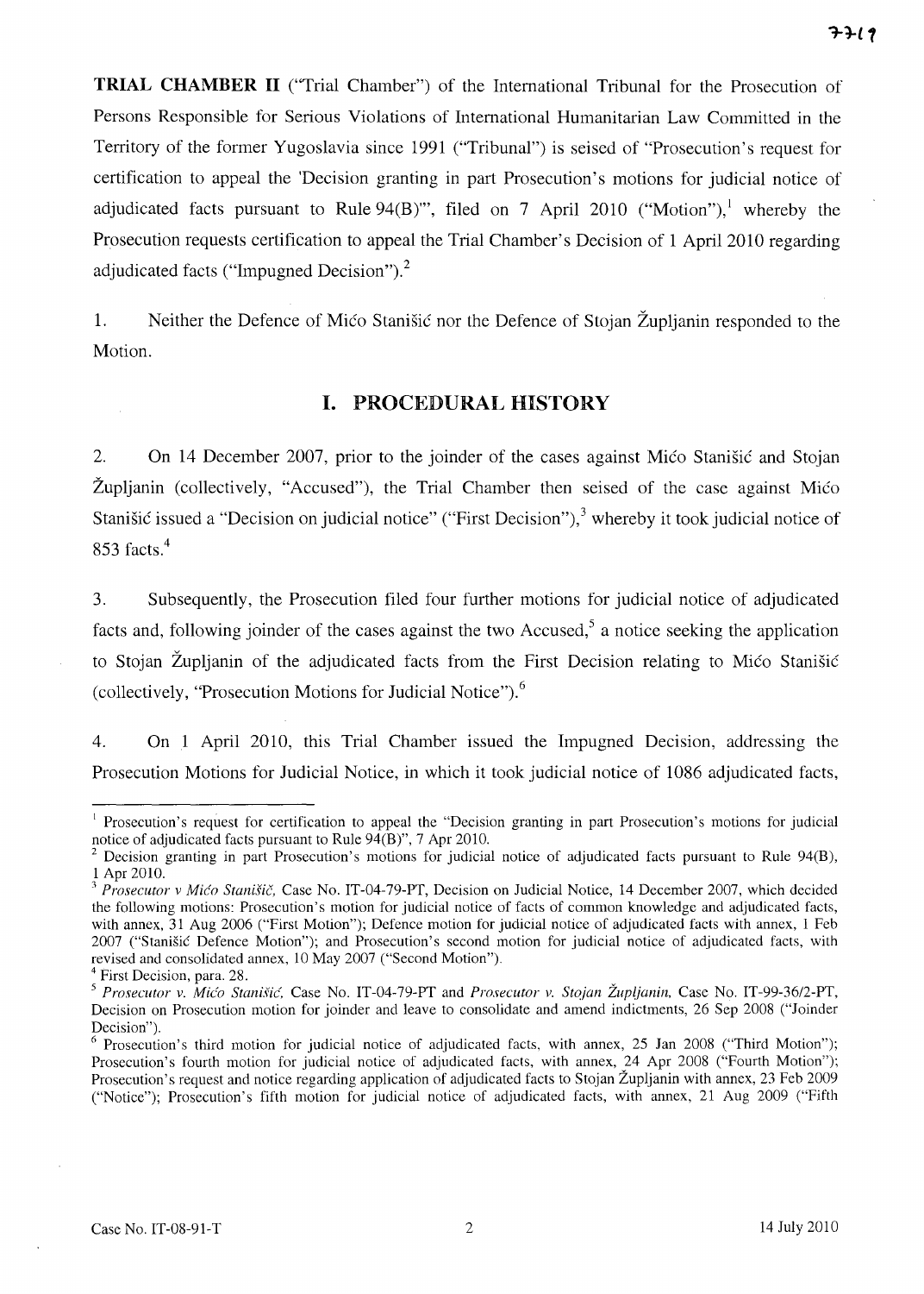**TRIAL CHAMBER II** ("Trial Chamber") of the International Tribunal for the Prosecution of Persons Responsible for Serious Violations of International Humanitarian Law Committed in the Territory of the former Yugoslavia since 1991 ("Tribunal") is seised of "Prosecution's request for certification to appeal the 'Decision granting in part Prosecution's motions for judicial notice of adjudicated facts pursuant to Rule 94(B)'", filed on 7 April 2010 ("Motion"),[1] whereby the Prosecution requests certification to appeal the Trial Chamber's Decision of 1 April 2010 regarding adjudicated facts ("Impugned Decision").[2]

1. Neither the Defence of Mićo Stanišić nor the Defence of Stojan Župljanin responded to the Motion.

## I. PROCEDURAL HISTORY

2. On 14 December 2007, prior to the joinder of the cases against Mićo Stanišić and Stojan Župljanin (collectively, "Accused"), the Trial Chamber then seised of the case against Mićo Stanišić issued a "Decision on judicial notice" ("First Decision"),[3] whereby it took judicial notice of 853 facts.[4]

3. Subsequently, the Prosecution filed four further motions for judicial notice of adjudicated facts and, following joinder of the cases against the two Accused,[5] a notice seeking the application to Stojan Župljanin of the adjudicated facts from the First Decision relating to Mićo Stanišić (collectively, "Prosecution Motions for Judicial Notice").[6]

4. On 1 April 2010, this Trial Chamber issued the Impugned Decision, addressing the Prosecution Motions for Judicial Notice, in which it took judicial notice of 1086 adjudicated facts,

---

[1] Prosecution's request for certification to appeal the "Decision granting in part Prosecution's motions for judicial notice of adjudicated facts pursuant to Rule 94(B)", 7 Apr 2010.

[2] Decision granting in part Prosecution's motions for judicial notice of adjudicated facts pursuant to Rule 94(B), 1 Apr 2010.

[3] *Prosecutor v Mićo Stanišič*, Case No. IT-04-79-PT, Decision on Judicial Notice, 14 December 2007, which decided the following motions: Prosecution's motion for judicial notice of facts of common knowledge and adjudicated facts, with annex, 31 Aug 2006 ("First Motion"); Defence motion for judicial notice of adjudicated facts with annex, 1 Feb 2007 ("Stanišić Defence Motion"); and Prosecution's second motion for judicial notice of adjudicated facts, with revised and consolidated annex, 10 May 2007 ("Second Motion").

[4] First Decision, para. 28.

[5] *Prosecutor v. Mićo Stanišić*, Case No. IT-04-79-PT and *Prosecutor v. Stojan Župljanin*, Case No. IT-99-36/2-PT, Decision on Prosecution motion for joinder and leave to consolidate and amend indictments, 26 Sep 2008 ("Joinder Decision").

[6] Prosecution's third motion for judicial notice of adjudicated facts, with annex, 25 Jan 2008 ("Third Motion"); Prosecution's fourth motion for judicial notice of adjudicated facts, with annex, 24 Apr 2008 ("Fourth Motion"); Prosecution's request and notice regarding application of adjudicated facts to Stojan Župljanin with annex, 23 Feb 2009 ("Notice"); Prosecution's fifth motion for judicial notice of adjudicated facts, with annex, 21 Aug 2009 ("Fifth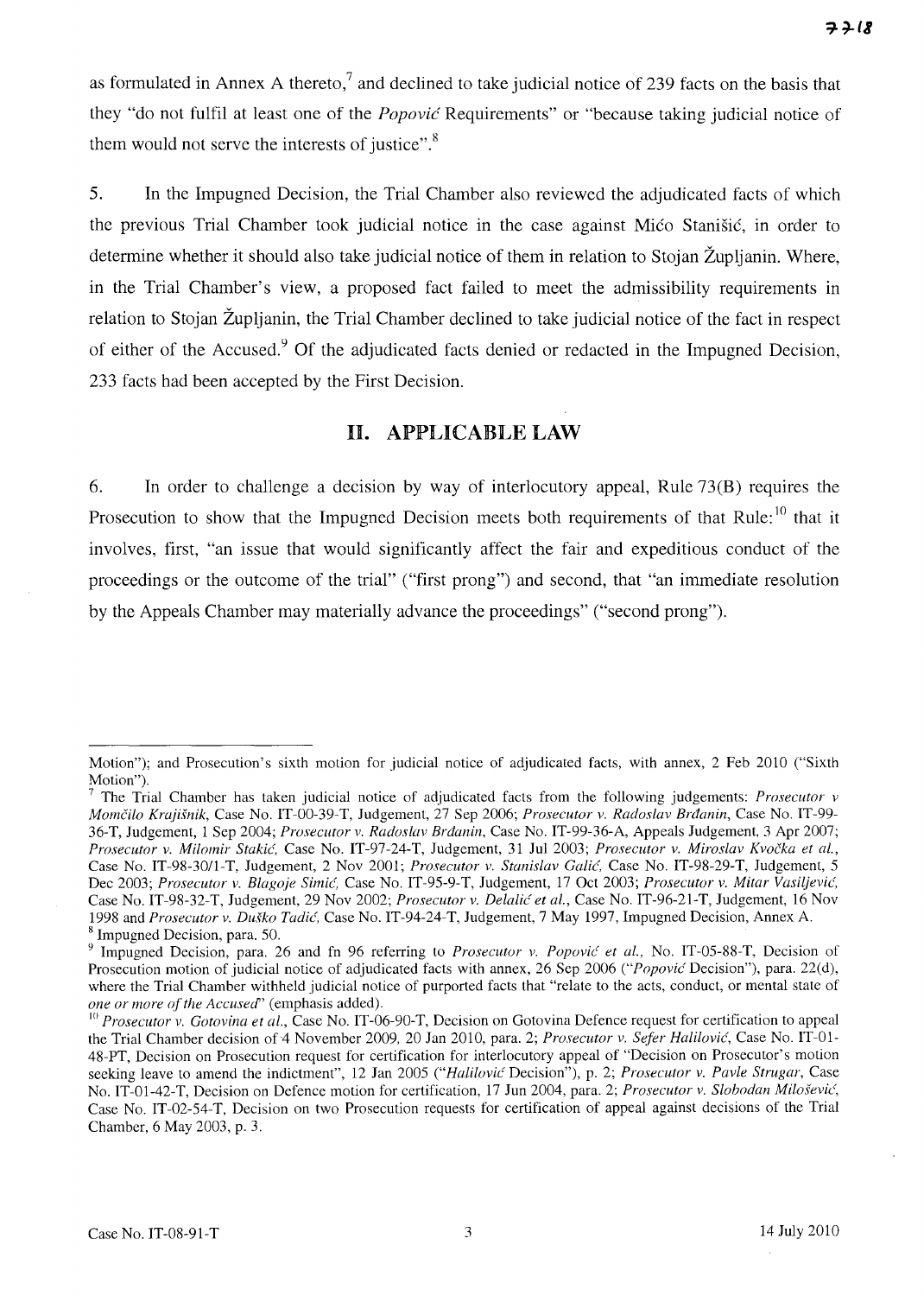as formulated in Annex A thereto,[7] and declined to take judicial notice of 239 facts on the basis that they "do not fulfil at least one of the *Popović* Requirements" or "because taking judicial notice of them would not serve the interests of justice".[8]

5. In the Impugned Decision, the Trial Chamber also reviewed the adjudicated facts of which the previous Trial Chamber took judicial notice in the case against Mićo Stanišić, in order to determine whether it should also take judicial notice of them in relation to Stojan Župljanin. Where, in the Trial Chamber's view, a proposed fact failed to meet the admissibility requirements in relation to Stojan Župljanin, the Trial Chamber declined to take judicial notice of the fact in respect of either of the Accused.[9] Of the adjudicated facts denied or redacted in the Impugned Decision, 233 facts had been accepted by the First Decision.

## II. APPLICABLE LAW

6. In order to challenge a decision by way of interlocutory appeal, Rule 73(B) requires the Prosecution to show that the Impugned Decision meets both requirements of that Rule:[10] that it involves, first, "an issue that would significantly affect the fair and expeditious conduct of the proceedings or the outcome of the trial" ("first prong") and second, that "an immediate resolution by the Appeals Chamber may materially advance the proceedings" ("second prong").

---

Motion"); and Prosecution's sixth motion for judicial notice of adjudicated facts, with annex, 2 Feb 2010 ("Sixth Motion").

[7] The Trial Chamber has taken judicial notice of adjudicated facts from the following judgements: *Prosecutor v Momčilo Krajišnik*, Case No. IT-00-39-T, Judgement, 27 Sep 2006; *Prosecutor v. Radoslav Brđanin*, Case No. IT-99-36-T, Judgement, 1 Sep 2004; *Prosecutor v. Radoslav Brđanin*, Case No. IT-99-36-A, Appeals Judgement, 3 Apr 2007; *Prosecutor v. Milomir Stakić*, Case No. IT-97-24-T, Judgement, 31 Jul 2003; *Prosecutor v. Miroslav Kvočka et al.*, Case No. IT-98-30/1-T, Judgement, 2 Nov 2001; *Prosecutor v. Stanislav Galić*, Case No. IT-98-29-T, Judgement, 5 Dec 2003; *Prosecutor v. Blagoje Simić*, Case No. IT-95-9-T, Judgement, 17 Oct 2003; *Prosecutor v. Mitar Vasiljević*, Case No. IT-98-32-T, Judgement, 29 Nov 2002; *Prosecutor v. Delalić et al.*, Case No. IT-96-21-T, Judgement, 16 Nov 1998 and *Prosecutor v. Duško Tadić*, Case No. IT-94-24-T, Judgement, 7 May 1997, Impugned Decision, Annex A.

[8] Impugned Decision, para. 50.

[9] Impugned Decision, para. 26 and fn 96 referring to *Prosecutor v. Popović et al.*, No. IT-05-88-T, Decision of Prosecution motion of judicial notice of adjudicated facts with annex, 26 Sep 2006 ("*Popović* Decision"), para. 22(d), where the Trial Chamber withheld judicial notice of purported facts that "relate to the acts, conduct, or mental state of *one or more of the Accused*" (emphasis added).

[10] *Prosecutor v. Gotovina et al.*, Case No. IT-06-90-T, Decision on Gotovina Defence request for certification to appeal the Trial Chamber decision of 4 November 2009, 20 Jan 2010, para. 2; *Prosecutor v. Sefer Halilović*, Case No. IT-01-48-PT, Decision on Prosecution request for certification for interlocutory appeal of "Decision on Prosecutor's motion seeking leave to amend the indictment", 12 Jan 2005 ("*Halilović* Decision"), p. 2; *Prosecutor v. Pavle Strugar*, Case No. IT-01-42-T, Decision on Defence motion for certification, 17 Jun 2004, para. 2; *Prosecutor v. Slobodan Milošević*, Case No. IT-02-54-T, Decision on two Prosecution requests for certification of appeal against decisions of the Trial Chamber, 6 May 2003, p. 3.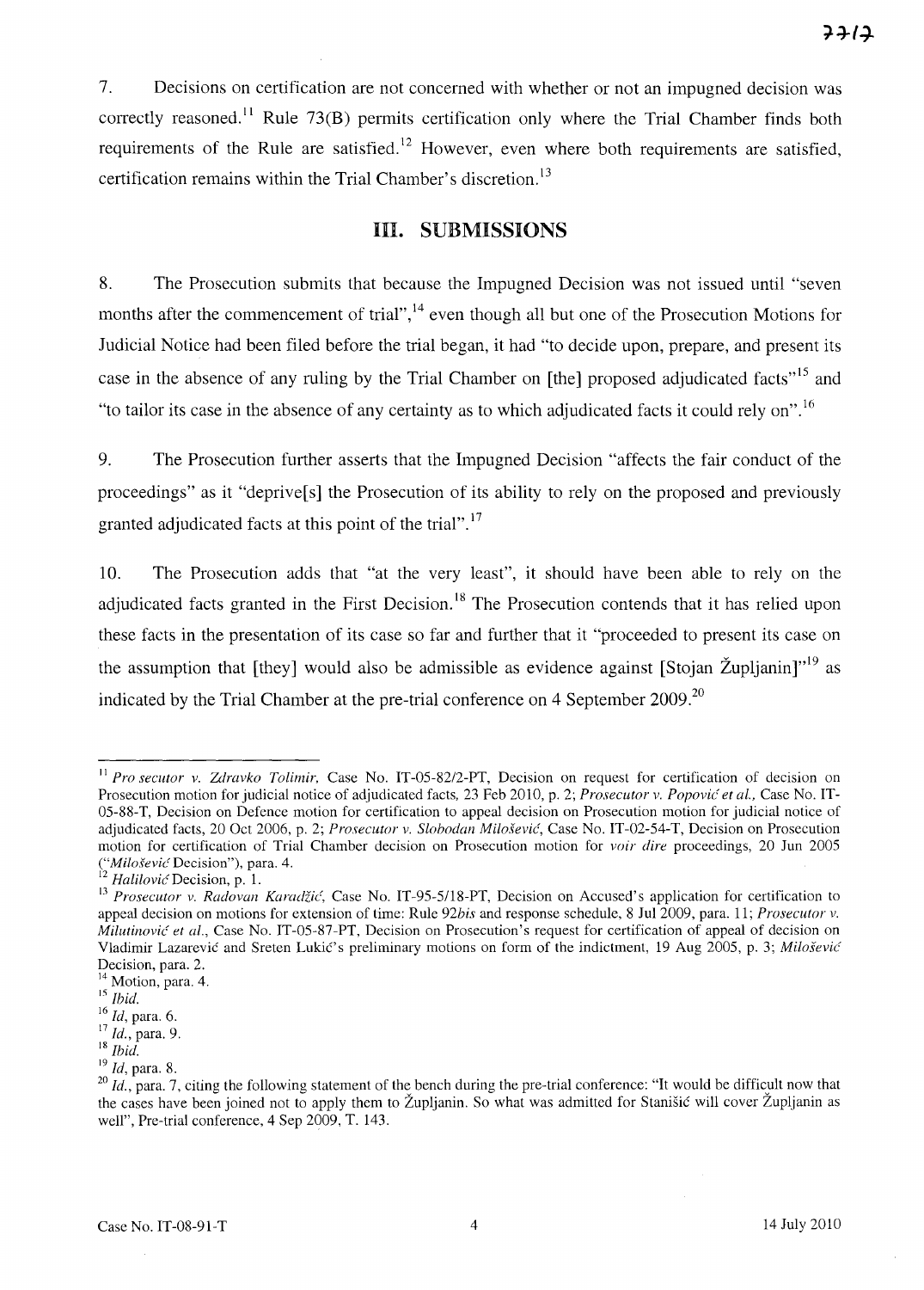7. Decisions on certification are not concerned with whether or not an impugned decision was correctly reasoned.[11] Rule 73(B) permits certification only where the Trial Chamber finds both requirements of the Rule are satisfied.[12] However, even where both requirements are satisfied, certification remains within the Trial Chamber's discretion.[13]

## III. SUBMISSIONS

8. The Prosecution submits that because the Impugned Decision was not issued until "seven months after the commencement of trial",[14] even though all but one of the Prosecution Motions for Judicial Notice had been filed before the trial began, it had "to decide upon, prepare, and present its case in the absence of any ruling by the Trial Chamber on [the] proposed adjudicated facts"[15] and "to tailor its case in the absence of any certainty as to which adjudicated facts it could rely on".[16]

9. The Prosecution further asserts that the Impugned Decision "affects the fair conduct of the proceedings" as it "deprive[s] the Prosecution of its ability to rely on the proposed and previously granted adjudicated facts at this point of the trial".[17]

10. The Prosecution adds that "at the very least", it should have been able to rely on the adjudicated facts granted in the First Decision.[18] The Prosecution contends that it has relied upon these facts in the presentation of its case so far and further that it "proceeded to present its case on the assumption that [they] would also be admissible as evidence against [Stojan Župljanin]"[19] as indicated by the Trial Chamber at the pre-trial conference on 4 September 2009.[20]

---

[11] *Prosecutor v. Zdravko Tolimir*, Case No. IT-05-82/2-PT, Decision on request for certification of decision on Prosecution motion for judicial notice of adjudicated facts, 23 Feb 2010, p. 2; *Prosecutor v. Popović et al.*, Case No. IT-05-88-T, Decision on Defence motion for certification to appeal decision on Prosecution motion for judicial notice of adjudicated facts, 20 Oct 2006, p. 2; *Prosecutor v. Slobodan Milošević*, Case No. IT-02-54-T, Decision on Prosecution motion for certification of Trial Chamber decision on Prosecution motion for *voir dire* proceedings, 20 Jun 2005 ("*Milošević* Decision"), para. 4.

[12] *Halilović* Decision, p. 1.

[13] *Prosecutor v. Radovan Karadžić*, Case No. IT-95-5/18-PT, Decision on Accused's application for certification to appeal decision on motions for extension of time: Rule 92*bis* and response schedule, 8 Jul 2009, para. 11; *Prosecutor v. Milutinović et al.*, Case No. IT-05-87-PT, Decision on Prosecution's request for certification of appeal of decision on Vladimir Lazarević and Sreten Lukić's preliminary motions on form of the indictment, 19 Aug 2005, p. 3; *Milošević* Decision, para. 2.

[14] Motion, para. 4.

[15] *Ibid.*

[16] *Id*, para. 6.

[17] *Id.*, para. 9.

[18] *Ibid.*

[19] *Id*, para. 8.

[20] *Id.*, para. 7, citing the following statement of the bench during the pre-trial conference: "It would be difficult now that the cases have been joined not to apply them to Župljanin. So what was admitted for Stanišić will cover Župljanin as well", Pre-trial conference, 4 Sep 2009, T. 143.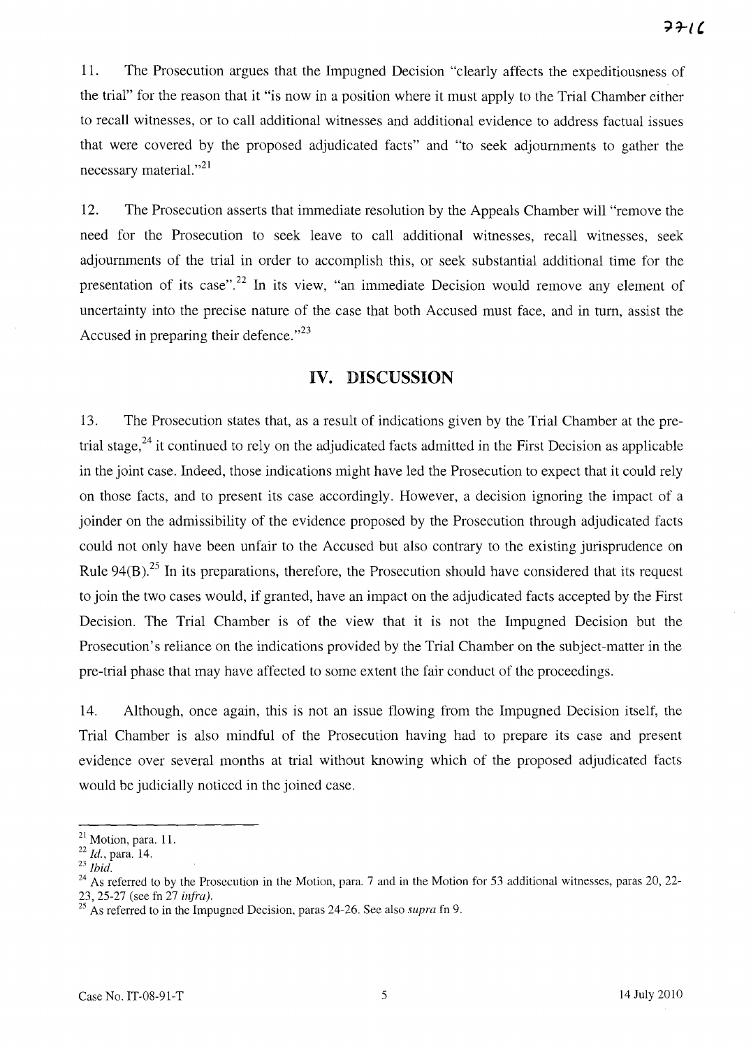11. The Prosecution argues that the Impugned Decision "clearly affects the expeditiousness of the trial" for the reason that it "is now in a position where it must apply to the Trial Chamber either to recall witnesses, or to call additional witnesses and additional evidence to address factual issues that were covered by the proposed adjudicated facts" and "to seek adjournments to gather the necessary material."[21]

12. The Prosecution asserts that immediate resolution by the Appeals Chamber will "remove the need for the Prosecution to seek leave to call additional witnesses, recall witnesses, seek adjournments of the trial in order to accomplish this, or seek substantial additional time for the presentation of its case".[22] In its view, "an immediate Decision would remove any element of uncertainty into the precise nature of the case that both Accused must face, and in turn, assist the Accused in preparing their defence."[23]

## IV. DISCUSSION

13. The Prosecution states that, as a result of indications given by the Trial Chamber at the pre-trial stage,[24] it continued to rely on the adjudicated facts admitted in the First Decision as applicable in the joint case. Indeed, those indications might have led the Prosecution to expect that it could rely on those facts, and to present its case accordingly. However, a decision ignoring the impact of a joinder on the admissibility of the evidence proposed by the Prosecution through adjudicated facts could not only have been unfair to the Accused but also contrary to the existing jurisprudence on Rule 94(B).[25] In its preparations, therefore, the Prosecution should have considered that its request to join the two cases would, if granted, have an impact on the adjudicated facts accepted by the First Decision. The Trial Chamber is of the view that it is not the Impugned Decision but the Prosecution's reliance on the indications provided by the Trial Chamber on the subject-matter in the pre-trial phase that may have affected to some extent the fair conduct of the proceedings.

14. Although, once again, this is not an issue flowing from the Impugned Decision itself, the Trial Chamber is also mindful of the Prosecution having had to prepare its case and present evidence over several months at trial without knowing which of the proposed adjudicated facts would be judicially noticed in the joined case.

---

[21] Motion, para. 11.

[22] *Id.*, para. 14.

[23] *Ibid.*

[24] As referred to by the Prosecution in the Motion, para. 7 and in the Motion for 53 additional witnesses, paras 20, 22-23, 25-27 (see fn 27 *infra*).

[25] As referred to in the Impugned Decision, paras 24-26. See also *supra* fn 9.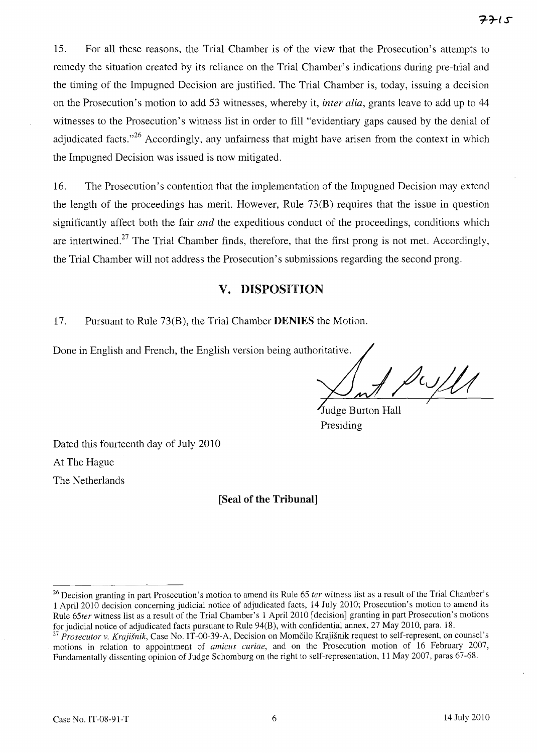15. For all these reasons, the Trial Chamber is of the view that the Prosecution's attempts to remedy the situation created by its reliance on the Trial Chamber's indications during pre-trial and the timing of the Impugned Decision are justified. The Trial Chamber is, today, issuing a decision on the Prosecution's motion to add 53 witnesses, whereby it, *inter alia*, grants leave to add up to 44 witnesses to the Prosecution's witness list in order to fill "evidentiary gaps caused by the denial of adjudicated facts."[26] Accordingly, any unfairness that might have arisen from the context in which the Impugned Decision was issued is now mitigated.

16. The Prosecution's contention that the implementation of the Impugned Decision may extend the length of the proceedings has merit. However, Rule 73(B) requires that the issue in question significantly affect both the fair *and* the expeditious conduct of the proceedings, conditions which are intertwined.[27] The Trial Chamber finds, therefore, that the first prong is not met. Accordingly, the Trial Chamber will not address the Prosecution's submissions regarding the second prong.

## V. DISPOSITION

17. Pursuant to Rule 73(B), the Trial Chamber **DENIES** the Motion.

Done in English and French, the English version being authoritative.

Judge Burton Hall
Presiding

Dated this fourteenth day of July 2010
At The Hague
The Netherlands

**[Seal of the Tribunal]**

---

[26] Decision granting in part Prosecution's motion to amend its Rule 65 *ter* witness list as a result of the Trial Chamber's 1 April 2010 decision concerning judicial notice of adjudicated facts, 14 July 2010; Prosecution's motion to amend its Rule 65*ter* witness list as a result of the Trial Chamber's 1 April 2010 [decision] granting in part Prosecution's motions for judicial notice of adjudicated facts pursuant to Rule 94(B), with confidential annex, 27 May 2010, para. 18.

[27] *Prosecutor v. Krajišnik*, Case No. IT-00-39-A, Decision on Momčilo Krajišnik request to self-represent, on counsel's motions in relation to appointment of *amicus curiae*, and on the Prosecution motion of 16 February 2007, Fundamentally dissenting opinion of Judge Schomburg on the right to self-representation, 11 May 2007, paras 67-68.